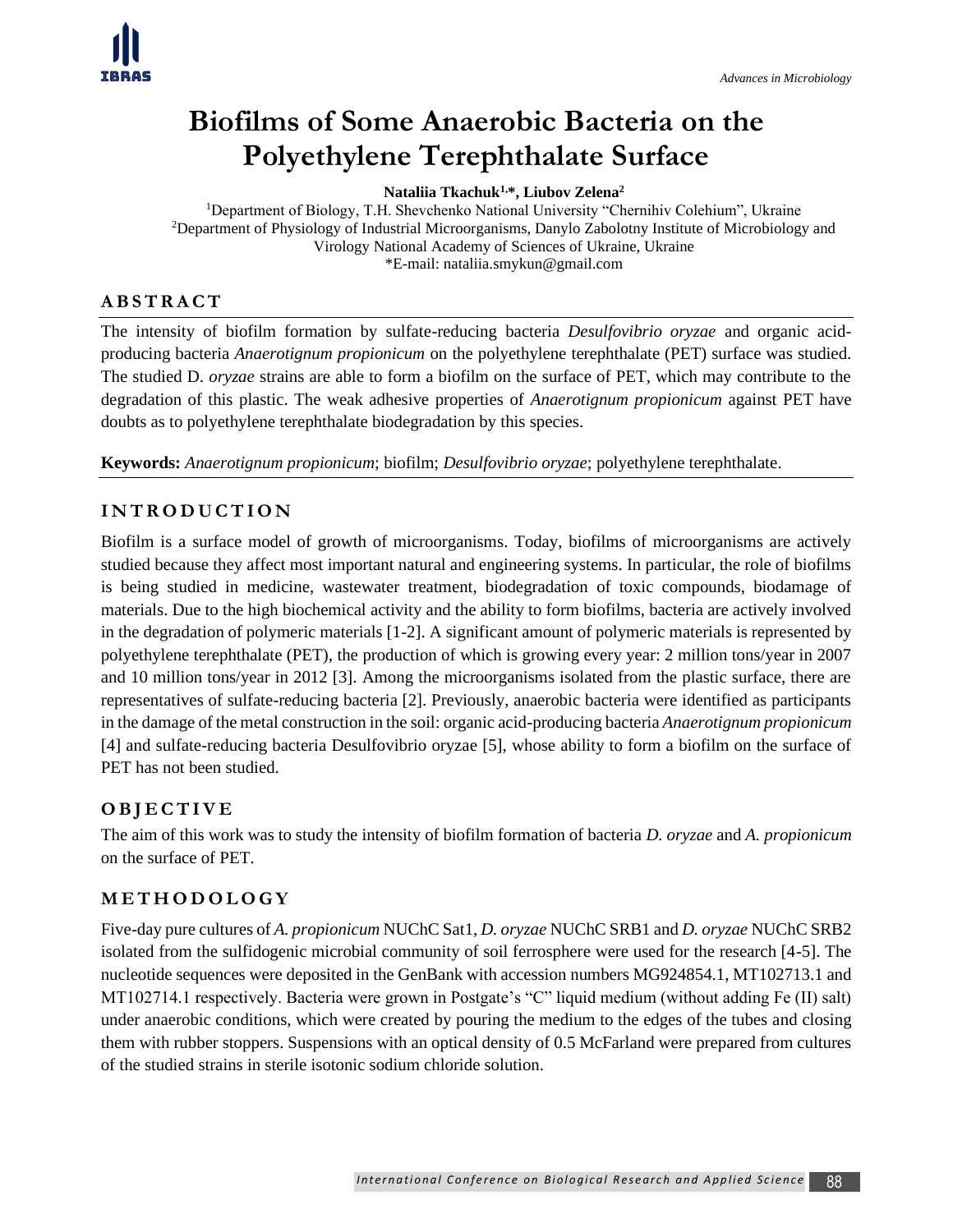# Biofilms of Some Anaerobic Bacteria on the Polyethylene Terephthalate Surface

**Nataliia Tkachuk[1,*], Liubov Zelena[2]**

[1]Department of Biology, T.H. Shevchenko National University "Chernihiv Colehium", Ukraine
[2]Department of Physiology of Industrial Microorganisms, Danylo Zabolotny Institute of Microbiology and Virology National Academy of Sciences of Ukraine, Ukraine
*E-mail: nataliia.smykun@gmail.com

## ABSTRACT

The intensity of biofilm formation by sulfate-reducing bacteria *Desulfovibrio oryzae* and organic acid-producing bacteria *Anaerotignum propionicum* on the polyethylene terephthalate (PET) surface was studied. The studied D. *oryzae* strains are able to form a biofilm on the surface of PET, which may contribute to the degradation of this plastic. The weak adhesive properties of *Anaerotignum propionicum* against PET have doubts as to polyethylene terephthalate biodegradation by this species.

**Keywords:** *Anaerotignum propionicum*; biofilm; *Desulfovibrio oryzae*; polyethylene terephthalate.

## INTRODUCTION

Biofilm is a surface model of growth of microorganisms. Today, biofilms of microorganisms are actively studied because they affect most important natural and engineering systems. In particular, the role of biofilms is being studied in medicine, wastewater treatment, biodegradation of toxic compounds, biodamage of materials. Due to the high biochemical activity and the ability to form biofilms, bacteria are actively involved in the degradation of polymeric materials [1-2]. A significant amount of polymeric materials is represented by polyethylene terephthalate (PET), the production of which is growing every year: 2 million tons/year in 2007 and 10 million tons/year in 2012 [3]. Among the microorganisms isolated from the plastic surface, there are representatives of sulfate-reducing bacteria [2]. Previously, anaerobic bacteria were identified as participants in the damage of the metal construction in the soil: organic acid-producing bacteria *Anaerotignum propionicum* [4] and sulfate-reducing bacteria Desulfovibrio oryzae [5], whose ability to form a biofilm on the surface of PET has not been studied.

## OBJECTIVE

The aim of this work was to study the intensity of biofilm formation of bacteria *D. oryzae* and *A. propionicum* on the surface of PET.

## METHODOLOGY

Five-day pure cultures of *A. propionicum* NUChC Sat1, *D. oryzae* NUChC SRB1 and *D. oryzae* NUChC SRB2 isolated from the sulfidogenic microbial community of soil ferrosphere were used for the research [4-5]. The nucleotide sequences were deposited in the GenBank with accession numbers MG924854.1, MT102713.1 and MT102714.1 respectively. Bacteria were grown in Postgate's "C" liquid medium (without adding Fe (II) salt) under anaerobic conditions, which were created by pouring the medium to the edges of the tubes and closing them with rubber stoppers. Suspensions with an optical density of 0.5 McFarland were prepared from cultures of the studied strains in sterile isotonic sodium chloride solution.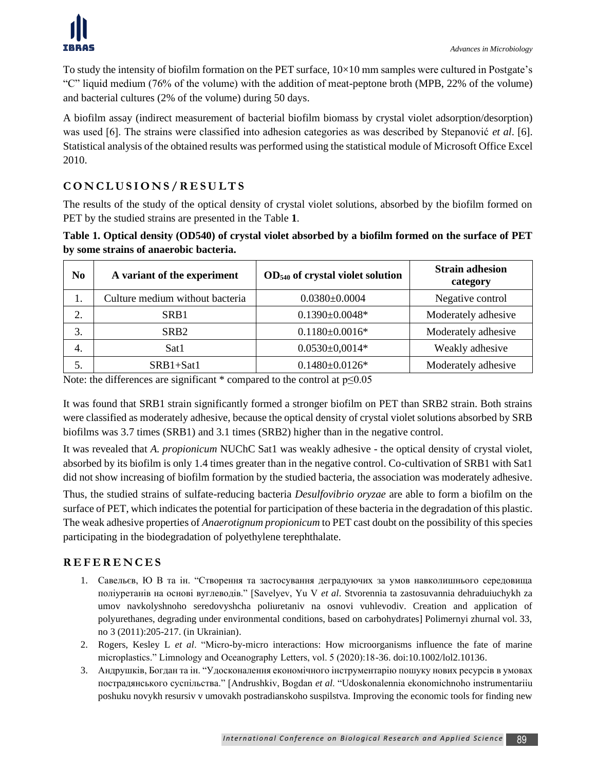To study the intensity of biofilm formation on the PET surface, 10×10 mm samples were cultured in Postgate's "C" liquid medium (76% of the volume) with the addition of meat-peptone broth (MPB, 22% of the volume) and bacterial cultures (2% of the volume) during 50 days.

A biofilm assay (indirect measurement of bacterial biofilm biomass by crystal violet adsorption/desorption) was used [6]. The strains were classified into adhesion categories as was described by Stepanović *et al*. [6]. Statistical analysis of the obtained results was performed using the statistical module of Microsoft Office Excel 2010.

## CONCLUSIONS / RESULTS

The results of the study of the optical density of crystal violet solutions, absorbed by the biofilm formed on PET by the studied strains are presented in the Table **1**.

**Table 1. Optical density (OD540) of crystal violet absorbed by a biofilm formed on the surface of PET by some strains of anaerobic bacteria.**

| No | A variant of the experiment | $OD_{540}$ of crystal violet solution | Strain adhesion category |
|---|---|---|---|
| 1. | Culture medium without bacteria | 0.0380±0.0004 | Negative control |
| 2. | SRB1 | 0.1390±0.0048* | Moderately adhesive |
| 3. | SRB2 | 0.1180±0.0016* | Moderately adhesive |
| 4. | Sat1 | 0.0530±0,0014* | Weakly adhesive |
| 5. | SRB1+Sat1 | 0.1480±0.0126* | Moderately adhesive |

Note: the differences are significant * compared to the control at $p \leq 0.05$

It was found that SRB1 strain significantly formed a stronger biofilm on PET than SRB2 strain. Both strains were classified as moderately adhesive, because the optical density of crystal violet solutions absorbed by SRB biofilms was 3.7 times (SRB1) and 3.1 times (SRB2) higher than in the negative control.

It was revealed that *A. propionicum* NUChC Sat1 was weakly adhesive - the optical density of crystal violet, absorbed by its biofilm is only 1.4 times greater than in the negative control. Co-cultivation of SRB1 with Sat1 did not show increasing of biofilm formation by the studied bacteria, the association was moderately adhesive.

Thus, the studied strains of sulfate-reducing bacteria *Desulfovibrio oryzae* are able to form a biofilm on the surface of PET, which indicates the potential for participation of these bacteria in the degradation of this plastic. The weak adhesive properties of *Anaerotignum propionicum* to PET cast doubt on the possibility of this species participating in the biodegradation of polyethylene terephthalate.

## REFERENCES

1. Савельєв, Ю В та ін. "Створення та застосування деградуючих за умов навколишнього середовища поліуретанів на основі вуглеводів." [Savelyev, Yu V *et al*. Stvorennia ta zastosuvannia dehraduiuchykh za umov navkolyshnoho seredovyshcha poliuretaniv na osnovi vuhlevodiv. Creation and application of polyurethanes, degrading under environmental conditions, based on carbohydrates] Polimernyi zhurnal vol. 33, no 3 (2011):205-217. (in Ukrainian).
2. Rogers, Kesley L *et al*. "Micro-by-micro interactions: How microorganisms influence the fate of marine microplastics." Limnology and Oceanography Letters, vol. 5 (2020):18-36. doi:10.1002/lol2.10136.
3. Андрушків, Богдан та ін. "Удосконалення економічного інструментарію пошуку нових ресурсів в умовах пострадянського суспільства." [Andrushkiv, Bogdan *et al*. "Udoskonalennia ekonomichnoho instrumentariiu poshuku novykh resursiv v umovakh postradianskoho suspilstva. Improving the economic tools for finding new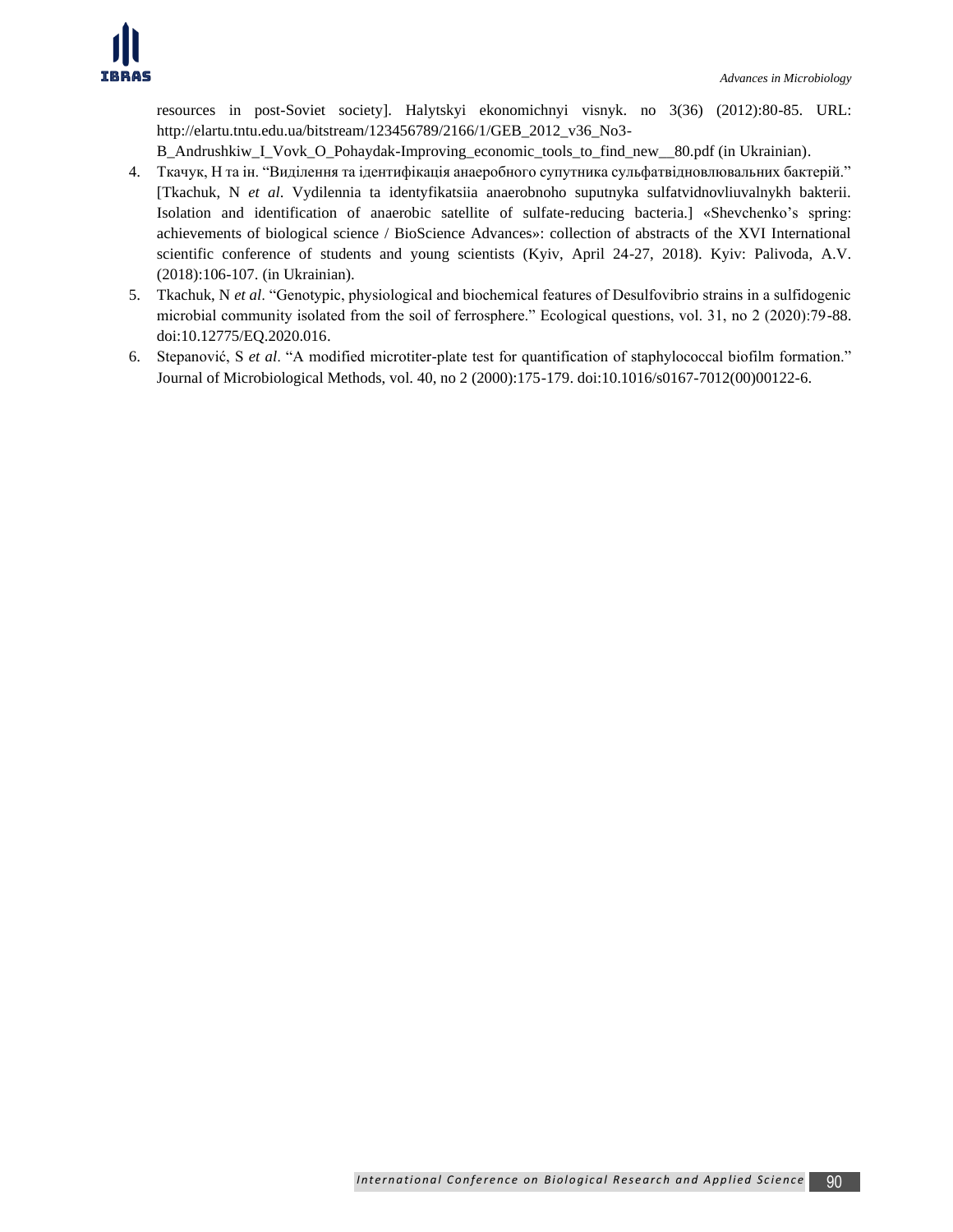resources in post-Soviet society]. Halytskyi ekonomichnyi visnyk. no 3(36) (2012):80-85. URL: http://elartu.tntu.edu.ua/bitstream/123456789/2166/1/GEB_2012_v36_No3-B_Andrushkiw_I_Vovk_O_Pohaydak-Improving_economic_tools_to_find_new__80.pdf (in Ukrainian).

4. Ткачук, Н та ін. "Виділення та ідентифікація анаеробного супутника сульфатвідновлювальних бактерій." [Tkachuk, N *et al*. Vydilennia ta identyfikatsiia anaerobnoho suputnyka sulfatvidnovliuvalnykh bakterii. Isolation and identification of anaerobic satellite of sulfate-reducing bacteria.] «Shevchenko's spring: achievements of biological science / BioScience Advances»: collection of abstracts of the XVI International scientific conference of students and young scientists (Kyiv, April 24-27, 2018). Kyiv: Palivoda, A.V. (2018):106-107. (in Ukrainian).
5. Tkachuk, N *et al*. "Genotypic, physiological and biochemical features of Desulfovibrio strains in a sulfidogenic microbial community isolated from the soil of ferrosphere." Ecological questions, vol. 31, no 2 (2020):79-88. doi:10.12775/EQ.2020.016.
6. Stepanović, S *et al*. "A modified microtiter-plate test for quantification of staphylococcal biofilm formation." Journal of Microbiological Methods, vol. 40, no 2 (2000):175-179. doi:10.1016/s0167-7012(00)00122-6.